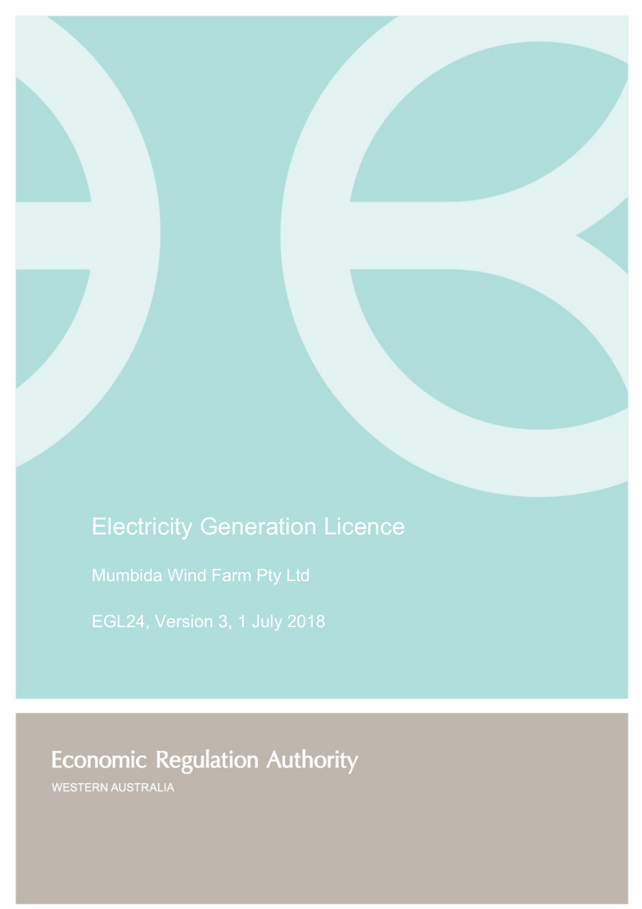# Electricity Generation Licence

Mumbida Wind Farm Pty Ltd

EGL24, Version 3, 1 July 2018

Economic Regulation Authority

WESTERN AUSTRALIA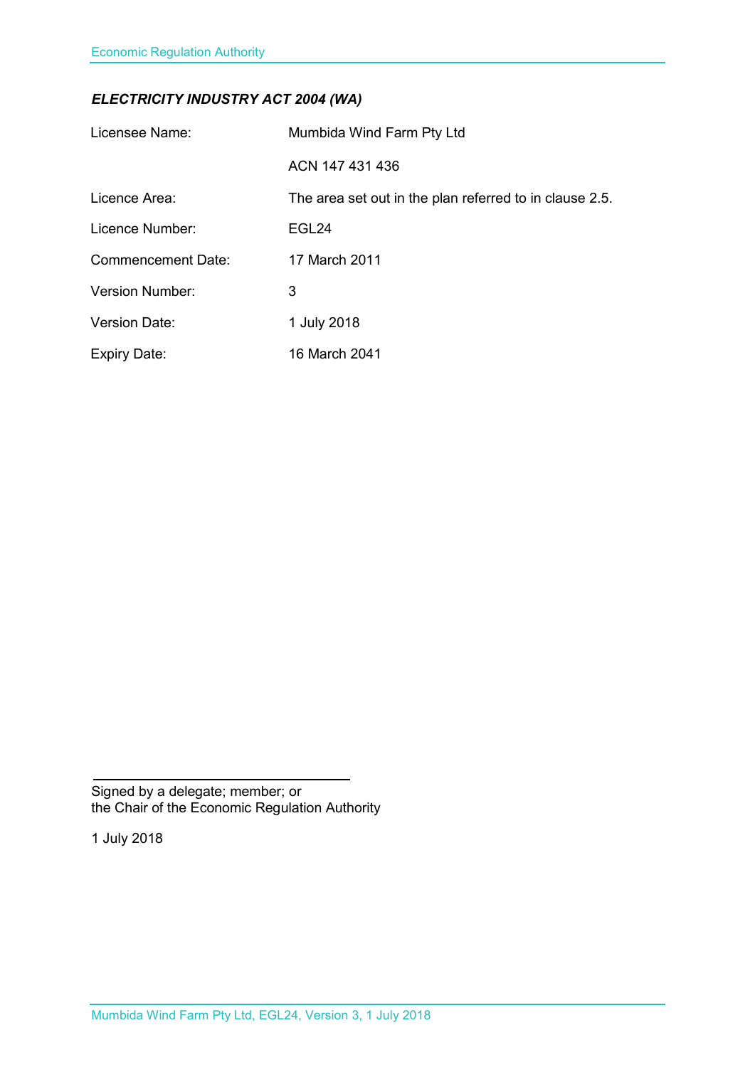***ELECTRICITY INDUSTRY ACT 2004 (WA)***

| | |
|---|---|
| Licensee Name: | Mumbida Wind Farm Pty Ltd |
| | ACN 147 431 436 |
| Licence Area: | The area set out in the plan referred to in clause 2.5. |
| Licence Number: | EGL24 |
| Commencement Date: | 17 March 2011 |
| Version Number: | 3 |
| Version Date: | 1 July 2018 |
| Expiry Date: | 16 March 2041 |

Signed by a delegate; member; or
the Chair of the Economic Regulation Authority

1 July 2018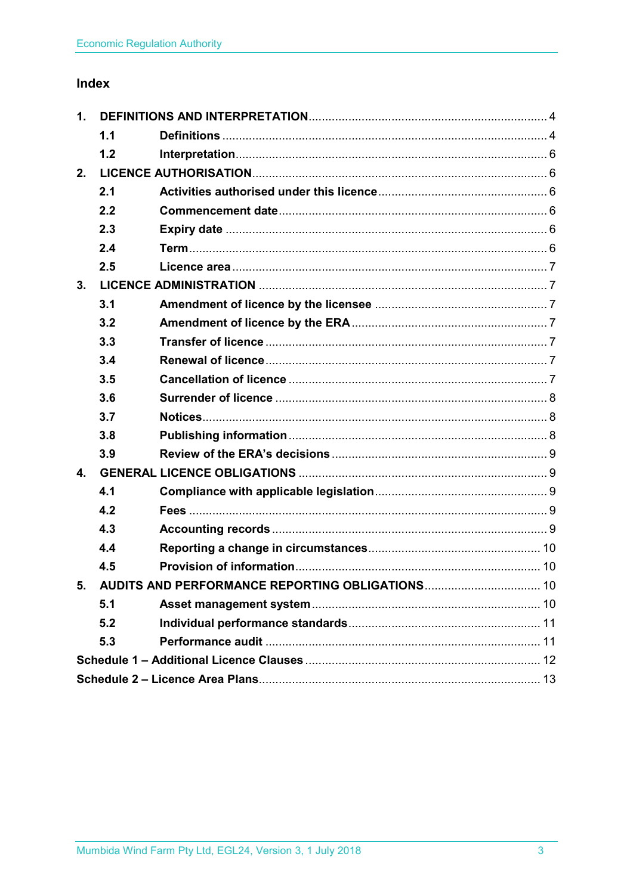## Index

| | | |
|---|---|---|
| **1.** | **DEFINITIONS AND INTERPRETATION** | 4 |
| **1.1** | **Definitions** | 4 |
| **1.2** | **Interpretation** | 6 |
| **2.** | **LICENCE AUTHORISATION** | 6 |
| **2.1** | **Activities authorised under this licence** | 6 |
| **2.2** | **Commencement date** | 6 |
| **2.3** | **Expiry date** | 6 |
| **2.4** | **Term** | 6 |
| **2.5** | **Licence area** | 7 |
| **3.** | **LICENCE ADMINISTRATION** | 7 |
| **3.1** | **Amendment of licence by the licensee** | 7 |
| **3.2** | **Amendment of licence by the ERA** | 7 |
| **3.3** | **Transfer of licence** | 7 |
| **3.4** | **Renewal of licence** | 7 |
| **3.5** | **Cancellation of licence** | 7 |
| **3.6** | **Surrender of licence** | 8 |
| **3.7** | **Notices** | 8 |
| **3.8** | **Publishing information** | 8 |
| **3.9** | **Review of the ERA's decisions** | 9 |
| **4.** | **GENERAL LICENCE OBLIGATIONS** | 9 |
| **4.1** | **Compliance with applicable legislation** | 9 |
| **4.2** | **Fees** | 9 |
| **4.3** | **Accounting records** | 9 |
| **4.4** | **Reporting a change in circumstances** | 10 |
| **4.5** | **Provision of information** | 10 |
| **5.** | **AUDITS AND PERFORMANCE REPORTING OBLIGATIONS** | 10 |
| **5.1** | **Asset management system** | 10 |
| **5.2** | **Individual performance standards** | 11 |
| **5.3** | **Performance audit** | 11 |
| | **Schedule 1 – Additional Licence Clauses** | 12 |
| | **Schedule 2 – Licence Area Plans** | 13 |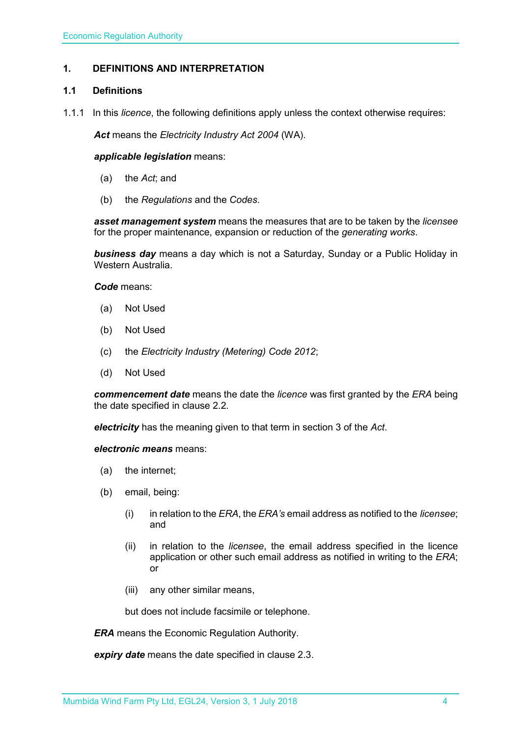# 1. DEFINITIONS AND INTERPRETATION

## 1.1 Definitions

1.1.1 In this *licence*, the following definitions apply unless the context otherwise requires:

***Act*** means the *Electricity Industry Act 2004* (WA).

***applicable legislation*** means:

(a) the *Act*; and

(b) the *Regulations* and the *Codes*.

***asset management system*** means the measures that are to be taken by the *licensee* for the proper maintenance, expansion or reduction of the *generating works*.

***business day*** means a day which is not a Saturday, Sunday or a Public Holiday in Western Australia.

***Code*** means:

(a) Not Used

(b) Not Used

(c) the *Electricity Industry (Metering) Code 2012*;

(d) Not Used

***commencement date*** means the date the *licence* was first granted by the *ERA* being the date specified in clause 2.2.

***electricity*** has the meaning given to that term in section 3 of the *Act*.

***electronic means*** means:

(a) the internet;

(b) email, being:

(i) in relation to the *ERA*, the *ERA's* email address as notified to the *licensee*; and

(ii) in relation to the *licensee*, the email address specified in the licence application or other such email address as notified in writing to the *ERA*; or

(iii) any other similar means,

but does not include facsimile or telephone.

***ERA*** means the Economic Regulation Authority.

***expiry date*** means the date specified in clause 2.3.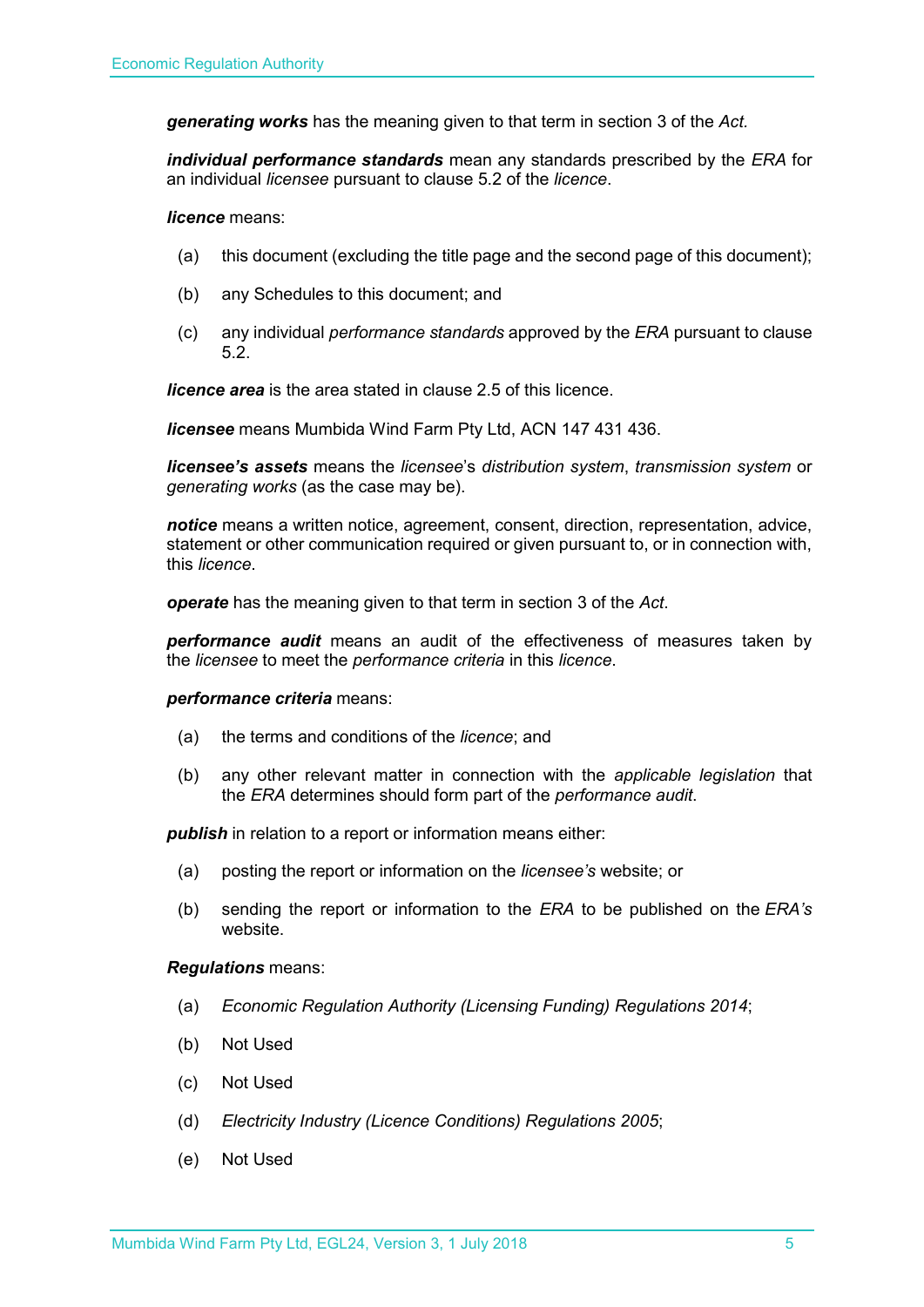***generating works*** has the meaning given to that term in section 3 of the *Act.*

***individual performance standards*** mean any standards prescribed by the *ERA* for an individual *licensee* pursuant to clause 5.2 of the *licence*.

***licence*** means:

(a) this document (excluding the title page and the second page of this document);

(b) any Schedules to this document; and

(c) any individual *performance standards* approved by the *ERA* pursuant to clause 5.2.

***licence area*** is the area stated in clause 2.5 of this licence.

***licensee*** means Mumbida Wind Farm Pty Ltd, ACN 147 431 436.

***licensee's assets*** means the *licensee*'s *distribution system*, *transmission system* or *generating works* (as the case may be).

***notice*** means a written notice, agreement, consent, direction, representation, advice, statement or other communication required or given pursuant to, or in connection with, this *licence*.

***operate*** has the meaning given to that term in section 3 of the *Act*.

***performance audit*** means an audit of the effectiveness of measures taken by the *licensee* to meet the *performance criteria* in this *licence*.

***performance criteria*** means:

(a) the terms and conditions of the *licence*; and

(b) any other relevant matter in connection with the *applicable legislation* that the *ERA* determines should form part of the *performance audit*.

***publish*** in relation to a report or information means either:

(a) posting the report or information on the *licensee's* website; or

(b) sending the report or information to the *ERA* to be published on the *ERA's* website.

***Regulations*** means:

(a) *Economic Regulation Authority (Licensing Funding) Regulations 2014*;

(b) Not Used

(c) Not Used

(d) *Electricity Industry (Licence Conditions) Regulations 2005*;

(e) Not Used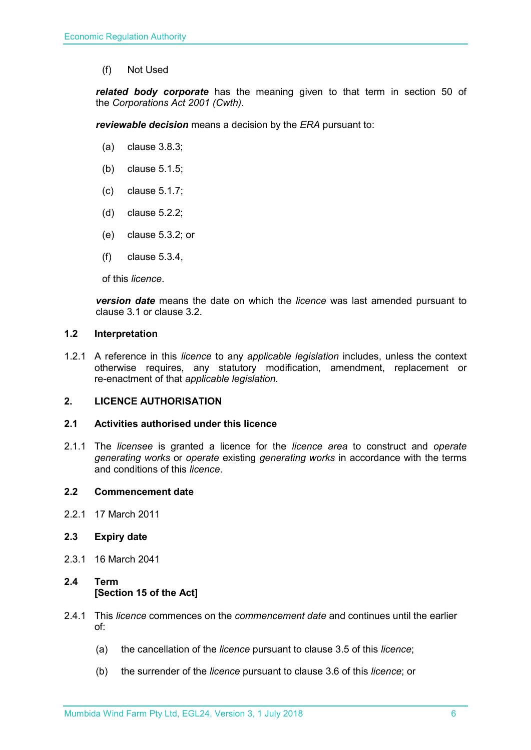(f) Not Used

***related body corporate*** has the meaning given to that term in section 50 of the *Corporations Act 2001 (Cwth)*.

***reviewable decision*** means a decision by the *ERA* pursuant to:

(a) clause 3.8.3;

(b) clause 5.1.5;

(c) clause 5.1.7;

(d) clause 5.2.2;

(e) clause 5.3.2; or

(f) clause 5.3.4,

of this *licence*.

***version date*** means the date on which the *licence* was last amended pursuant to clause 3.1 or clause 3.2.

### 1.2 Interpretation

1.2.1 A reference in this *licence* to any *applicable legislation* includes, unless the context otherwise requires, any statutory modification, amendment, replacement or re-enactment of that *applicable legislation*.

## 2. LICENCE AUTHORISATION

### 2.1 Activities authorised under this licence

2.1.1 The *licensee* is granted a licence for the *licence area* to construct and *operate generating works* or *operate* existing *generating works* in accordance with the terms and conditions of this *licence*.

### 2.2 Commencement date

2.2.1 17 March 2011

### 2.3 Expiry date

2.3.1 16 March 2041

### 2.4 Term [Section 15 of the Act]

2.4.1 This *licence* commences on the *commencement date* and continues until the earlier of:

(a) the cancellation of the *licence* pursuant to clause 3.5 of this *licence*;

(b) the surrender of the *licence* pursuant to clause 3.6 of this *licence*; or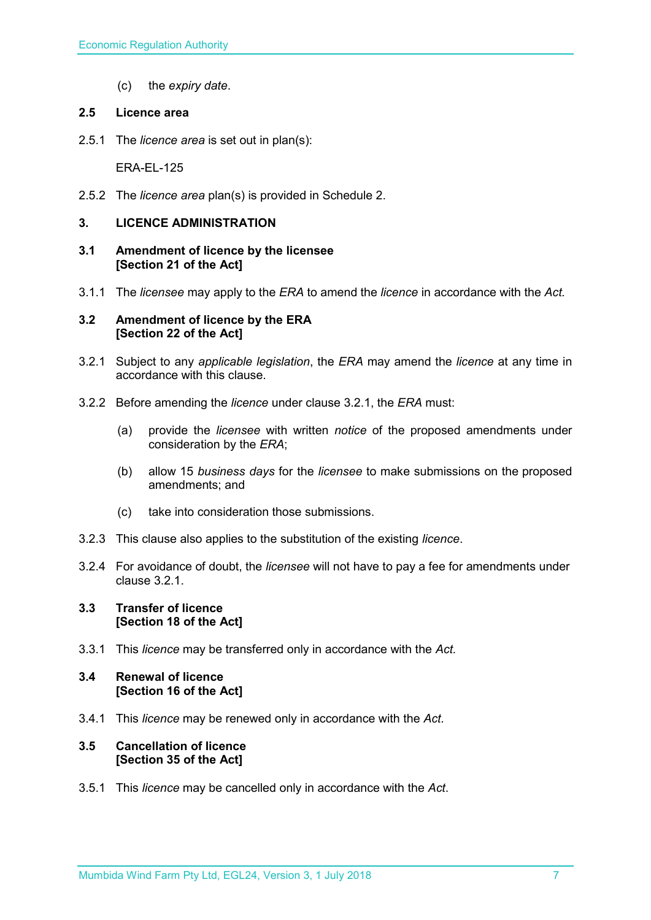(c) the *expiry date*.

**2.5 Licence area**

2.5.1 The *licence area* is set out in plan(s):

ERA-EL-125

2.5.2 The *licence area* plan(s) is provided in Schedule 2.

## 3. LICENCE ADMINISTRATION

**3.1 Amendment of licence by the licensee [Section 21 of the Act]**

3.1.1 The *licensee* may apply to the *ERA* to amend the *licence* in accordance with the *Act.*

**3.2 Amendment of licence by the ERA [Section 22 of the Act]**

3.2.1 Subject to any *applicable legislation*, the *ERA* may amend the *licence* at any time in accordance with this clause.

3.2.2 Before amending the *licence* under clause 3.2.1, the *ERA* must:

(a) provide the *licensee* with written *notice* of the proposed amendments under consideration by the *ERA*;

(b) allow 15 *business days* for the *licensee* to make submissions on the proposed amendments; and

(c) take into consideration those submissions.

3.2.3 This clause also applies to the substitution of the existing *licence*.

3.2.4 For avoidance of doubt, the *licensee* will not have to pay a fee for amendments under clause 3.2.1.

**3.3 Transfer of licence [Section 18 of the Act]**

3.3.1 This *licence* may be transferred only in accordance with the *Act.*

**3.4 Renewal of licence [Section 16 of the Act]**

3.4.1 This *licence* may be renewed only in accordance with the *Act*.

**3.5 Cancellation of licence [Section 35 of the Act]**

3.5.1 This *licence* may be cancelled only in accordance with the *Act*.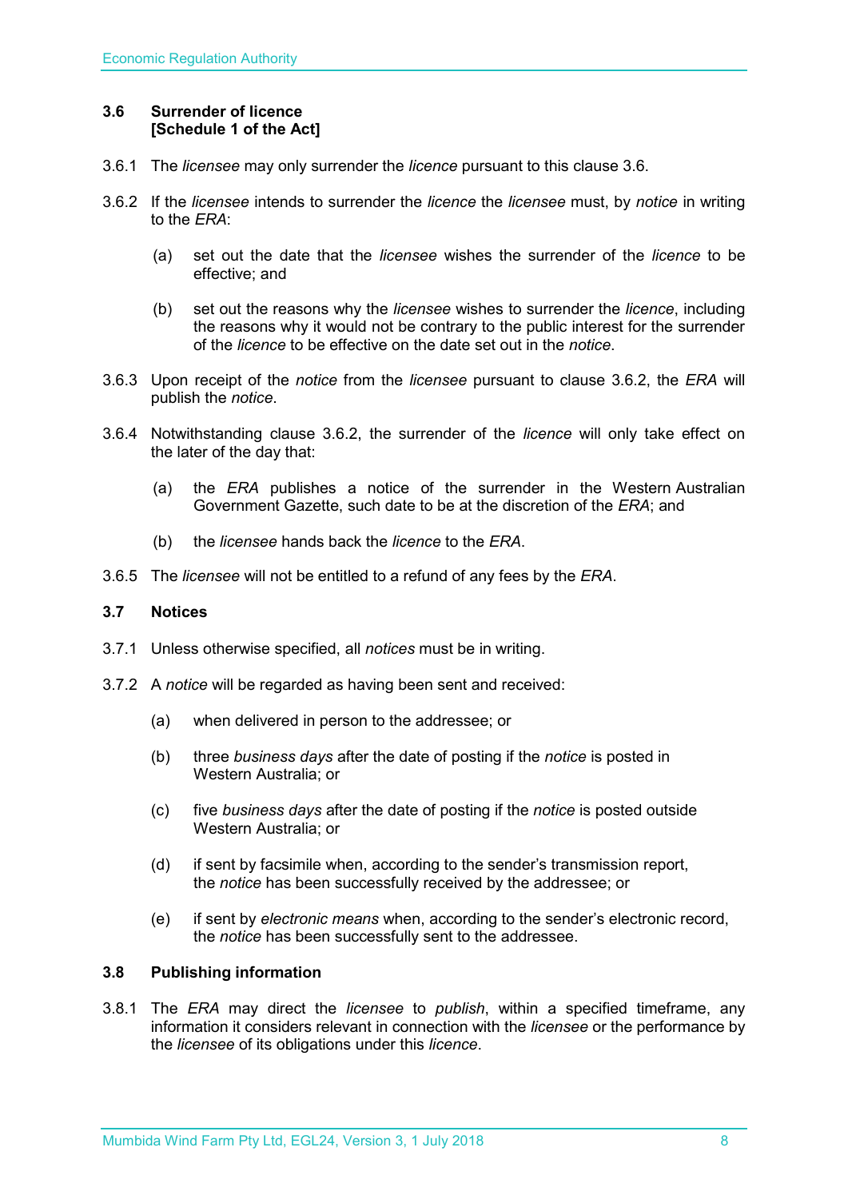### 3.6 Surrender of licence
### [Schedule 1 of the Act]

3.6.1 The *licensee* may only surrender the *licence* pursuant to this clause 3.6.

3.6.2 If the *licensee* intends to surrender the *licence* the *licensee* must, by *notice* in writing to the *ERA*:

(a) set out the date that the *licensee* wishes the surrender of the *licence* to be effective; and

(b) set out the reasons why the *licensee* wishes to surrender the *licence*, including the reasons why it would not be contrary to the public interest for the surrender of the *licence* to be effective on the date set out in the *notice*.

3.6.3 Upon receipt of the *notice* from the *licensee* pursuant to clause 3.6.2, the *ERA* will publish the *notice*.

3.6.4 Notwithstanding clause 3.6.2, the surrender of the *licence* will only take effect on the later of the day that:

(a) the *ERA* publishes a notice of the surrender in the Western Australian Government Gazette, such date to be at the discretion of the *ERA*; and

(b) the *licensee* hands back the *licence* to the *ERA*.

3.6.5 The *licensee* will not be entitled to a refund of any fees by the *ERA*.

### 3.7 Notices

3.7.1 Unless otherwise specified, all *notices* must be in writing.

3.7.2 A *notice* will be regarded as having been sent and received:

(a) when delivered in person to the addressee; or

(b) three *business days* after the date of posting if the *notice* is posted in Western Australia; or

(c) five *business days* after the date of posting if the *notice* is posted outside Western Australia; or

(d) if sent by facsimile when, according to the sender's transmission report, the *notice* has been successfully received by the addressee; or

(e) if sent by *electronic means* when, according to the sender's electronic record, the *notice* has been successfully sent to the addressee.

### 3.8 Publishing information

3.8.1 The *ERA* may direct the *licensee* to *publish*, within a specified timeframe, any information it considers relevant in connection with the *licensee* or the performance by the *licensee* of its obligations under this *licence*.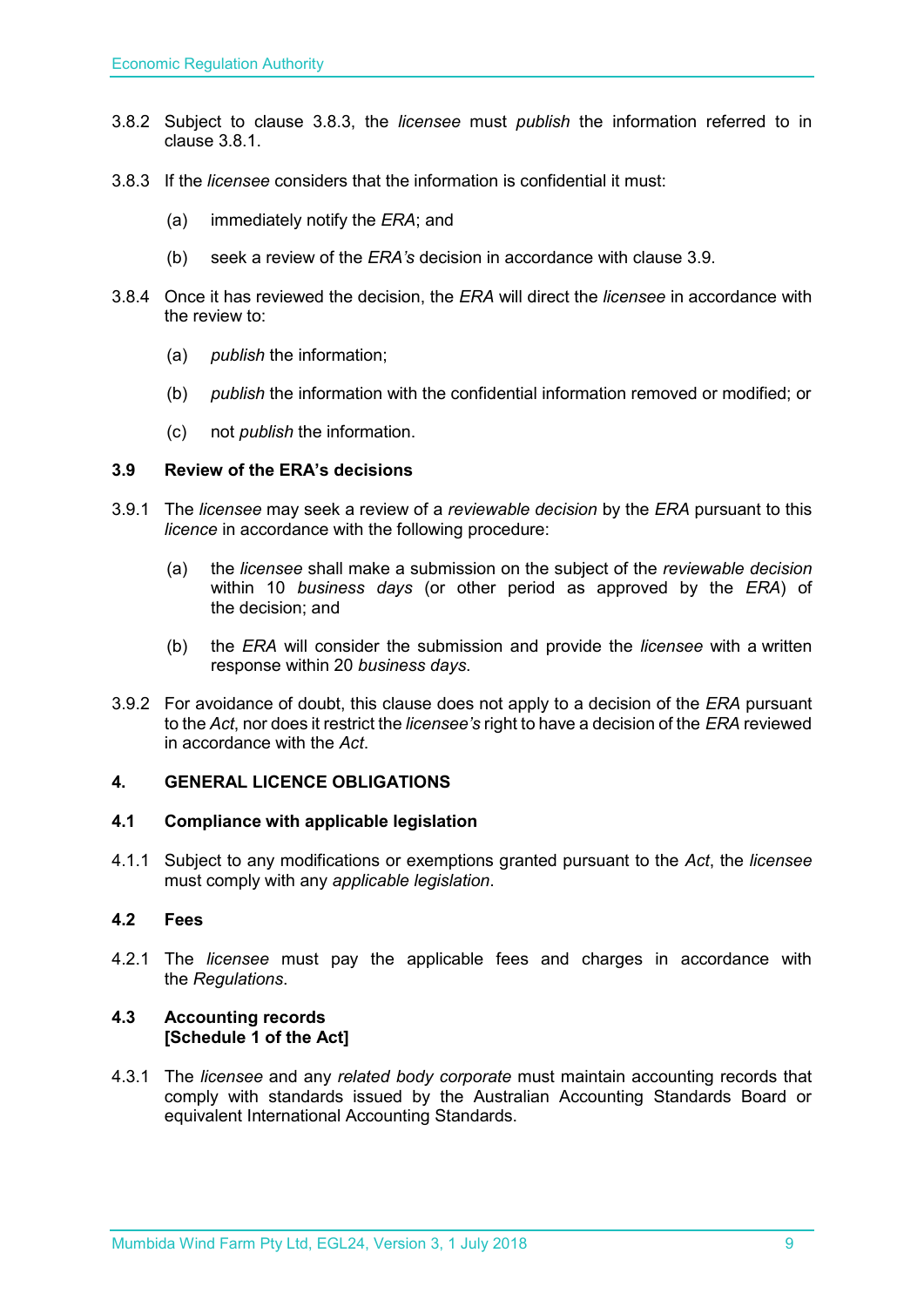3.8.2 Subject to clause 3.8.3, the *licensee* must *publish* the information referred to in clause 3.8.1.

3.8.3 If the *licensee* considers that the information is confidential it must:

(a) immediately notify the *ERA*; and

(b) seek a review of the *ERA's* decision in accordance with clause 3.9.

3.8.4 Once it has reviewed the decision, the *ERA* will direct the *licensee* in accordance with the review to:

(a) *publish* the information;

(b) *publish* the information with the confidential information removed or modified; or

(c) not *publish* the information.

### 3.9 Review of the ERA's decisions

3.9.1 The *licensee* may seek a review of a *reviewable decision* by the *ERA* pursuant to this *licence* in accordance with the following procedure:

(a) the *licensee* shall make a submission on the subject of the *reviewable decision* within 10 *business days* (or other period as approved by the *ERA*) of the decision; and

(b) the *ERA* will consider the submission and provide the *licensee* with a written response within 20 *business days*.

3.9.2 For avoidance of doubt, this clause does not apply to a decision of the *ERA* pursuant to the *Act*, nor does it restrict the *licensee's* right to have a decision of the *ERA* reviewed in accordance with the *Act*.

## 4. GENERAL LICENCE OBLIGATIONS

### 4.1 Compliance with applicable legislation

4.1.1 Subject to any modifications or exemptions granted pursuant to the *Act*, the *licensee* must comply with any *applicable legislation*.

### 4.2 Fees

4.2.1 The *licensee* must pay the applicable fees and charges in accordance with the *Regulations*.

### 4.3 Accounting records
**[Schedule 1 of the Act]**

4.3.1 The *licensee* and any *related body corporate* must maintain accounting records that comply with standards issued by the Australian Accounting Standards Board or equivalent International Accounting Standards.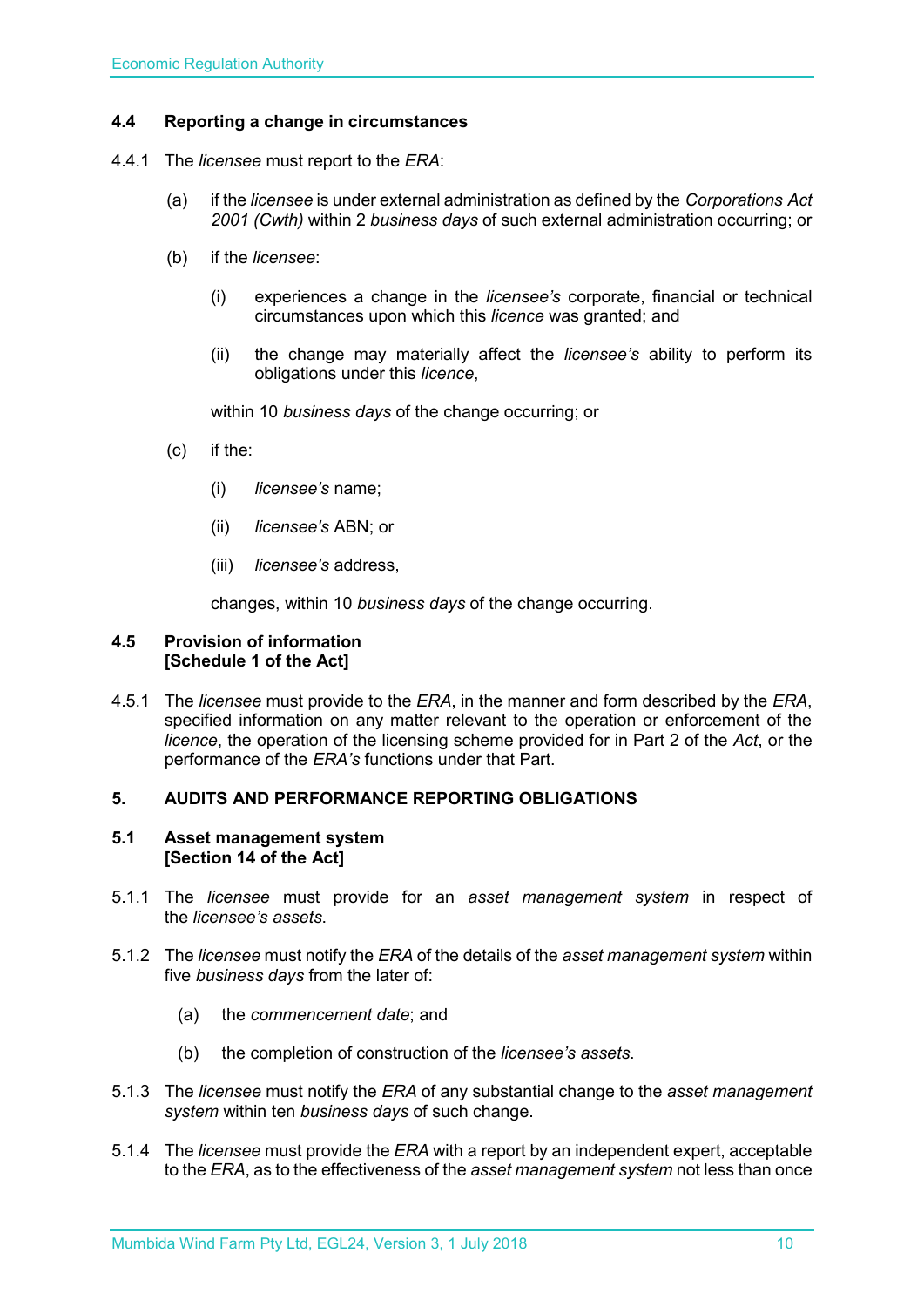### 4.4 Reporting a change in circumstances

4.4.1 The *licensee* must report to the *ERA*:

(a) if the *licensee* is under external administration as defined by the *Corporations Act 2001 (Cwth)* within 2 *business days* of such external administration occurring; or

(b) if the *licensee*:

(i) experiences a change in the *licensee's* corporate, financial or technical circumstances upon which this *licence* was granted; and

(ii) the change may materially affect the *licensee's* ability to perform its obligations under this *licence*,

within 10 *business days* of the change occurring; or

(c) if the:

(i) *licensee's* name;

(ii) *licensee's* ABN; or

(iii) *licensee's* address,

changes, within 10 *business days* of the change occurring.

### 4.5 Provision of information [Schedule 1 of the Act]

4.5.1 The *licensee* must provide to the *ERA*, in the manner and form described by the *ERA*, specified information on any matter relevant to the operation or enforcement of the *licence*, the operation of the licensing scheme provided for in Part 2 of the *Act*, or the performance of the *ERA's* functions under that Part.

## 5. AUDITS AND PERFORMANCE REPORTING OBLIGATIONS

### 5.1 Asset management system [Section 14 of the Act]

5.1.1 The *licensee* must provide for an *asset management system* in respect of the *licensee's assets*.

5.1.2 The *licensee* must notify the *ERA* of the details of the *asset management system* within five *business days* from the later of:

(a) the *commencement date*; and

(b) the completion of construction of the *licensee's assets*.

5.1.3 The *licensee* must notify the *ERA* of any substantial change to the *asset management system* within ten *business days* of such change.

5.1.4 The *licensee* must provide the *ERA* with a report by an independent expert, acceptable to the *ERA*, as to the effectiveness of the *asset management system* not less than once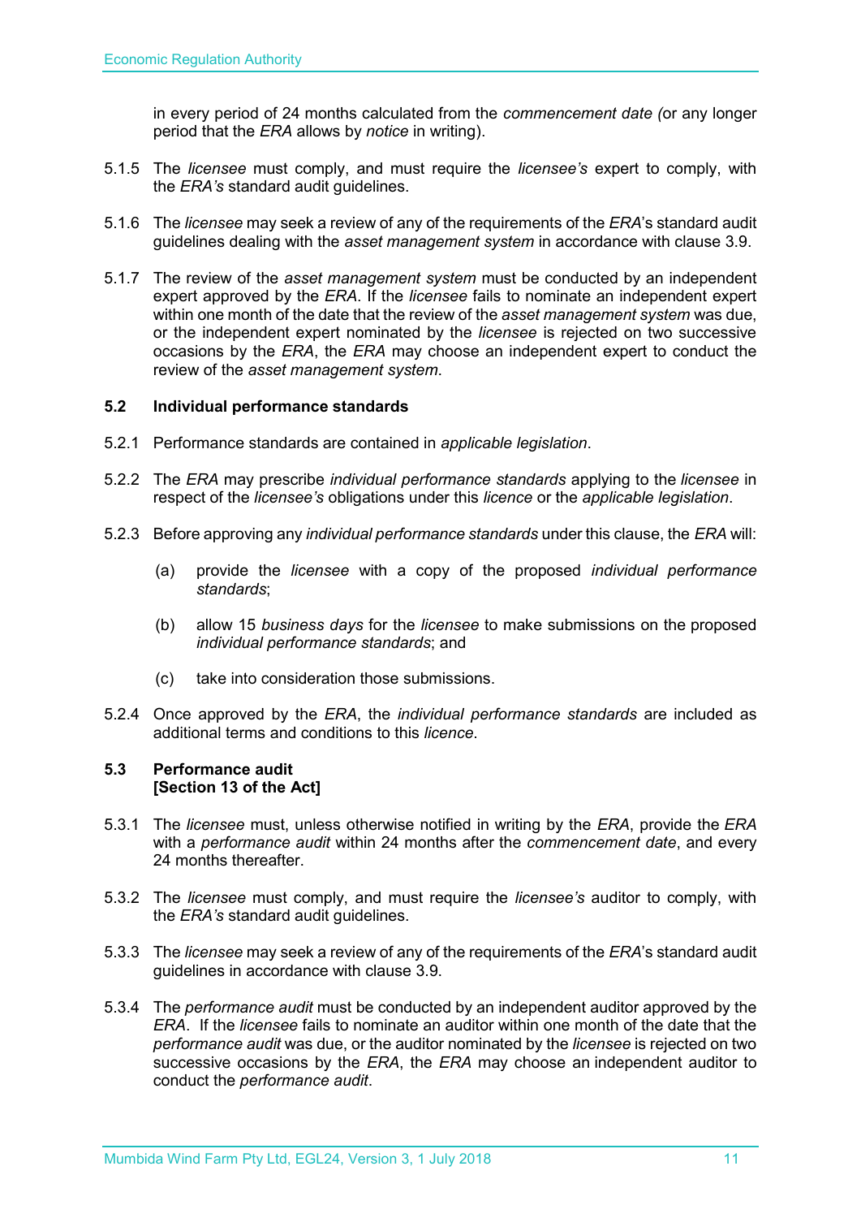in every period of 24 months calculated from the *commencement date (*or any longer period that the *ERA* allows by *notice* in writing).

5.1.5 The *licensee* must comply, and must require the *licensee's* expert to comply, with the *ERA's* standard audit guidelines.

5.1.6 The *licensee* may seek a review of any of the requirements of the *ERA*'s standard audit guidelines dealing with the *asset management system* in accordance with clause 3.9.

5.1.7 The review of the *asset management system* must be conducted by an independent expert approved by the *ERA*. If the *licensee* fails to nominate an independent expert within one month of the date that the review of the *asset management system* was due, or the independent expert nominated by the *licensee* is rejected on two successive occasions by the *ERA*, the *ERA* may choose an independent expert to conduct the review of the *asset management system*.

### 5.2 Individual performance standards

5.2.1 Performance standards are contained in *applicable legislation*.

5.2.2 The *ERA* may prescribe *individual performance standards* applying to the *licensee* in respect of the *licensee's* obligations under this *licence* or the *applicable legislation*.

5.2.3 Before approving any *individual performance standards* under this clause, the *ERA* will:

(a) provide the *licensee* with a copy of the proposed *individual performance standards*;

(b) allow 15 *business days* for the *licensee* to make submissions on the proposed *individual performance standards*; and

(c) take into consideration those submissions.

5.2.4 Once approved by the *ERA*, the *individual performance standards* are included as additional terms and conditions to this *licence*.

### 5.3 Performance audit
**[Section 13 of the Act]**

5.3.1 The *licensee* must, unless otherwise notified in writing by the *ERA*, provide the *ERA* with a *performance audit* within 24 months after the *commencement date*, and every 24 months thereafter.

5.3.2 The *licensee* must comply, and must require the *licensee's* auditor to comply, with the *ERA's* standard audit guidelines.

5.3.3 The *licensee* may seek a review of any of the requirements of the *ERA*'s standard audit guidelines in accordance with clause 3.9.

5.3.4 The *performance audit* must be conducted by an independent auditor approved by the *ERA*. If the *licensee* fails to nominate an auditor within one month of the date that the *performance audit* was due, or the auditor nominated by the *licensee* is rejected on two successive occasions by the *ERA*, the *ERA* may choose an independent auditor to conduct the *performance audit*.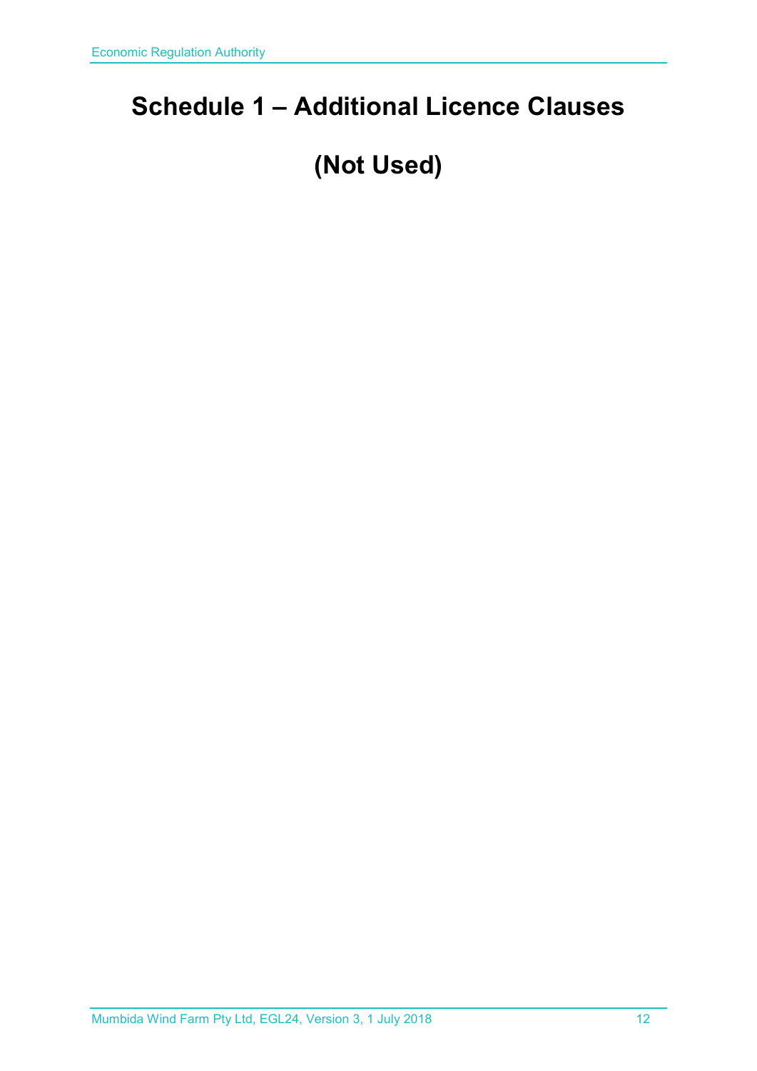# Schedule 1 – Additional Licence Clauses

# (Not Used)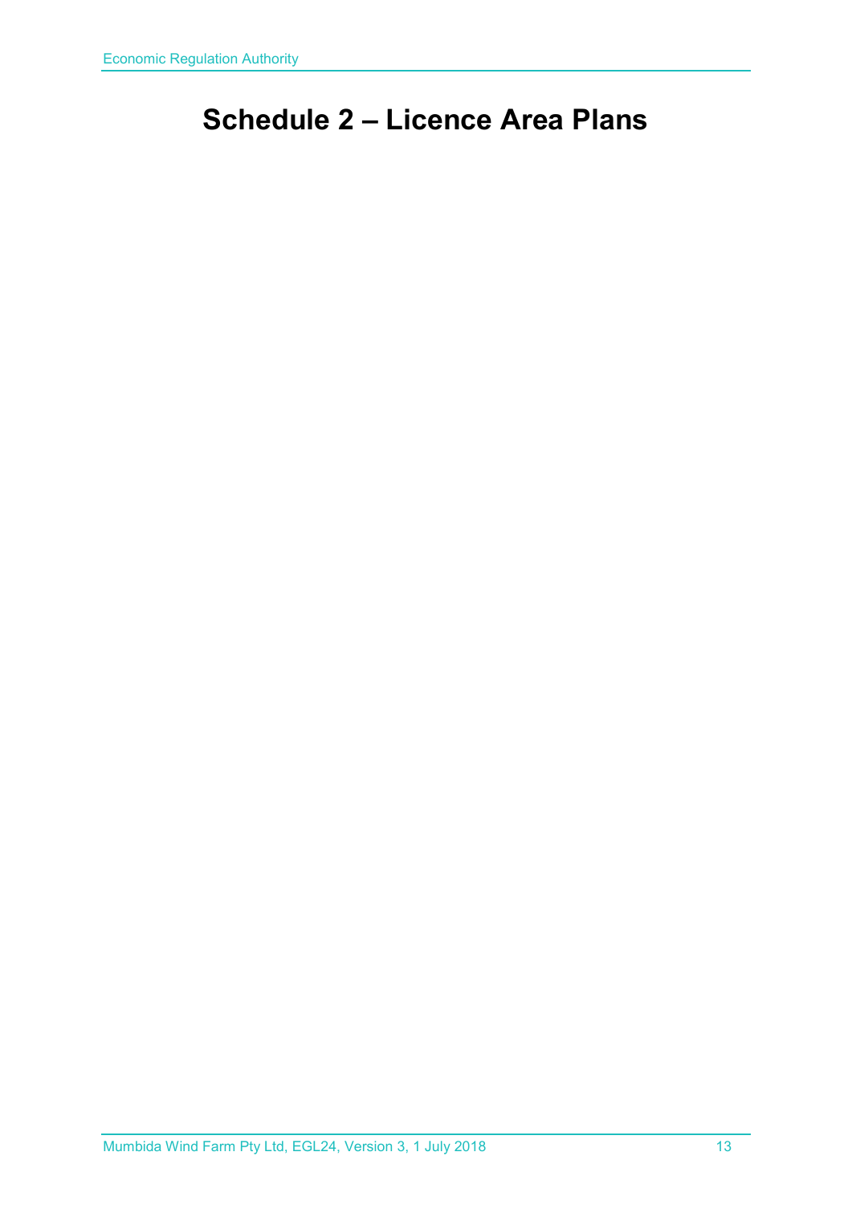# Schedule 2 – Licence Area Plans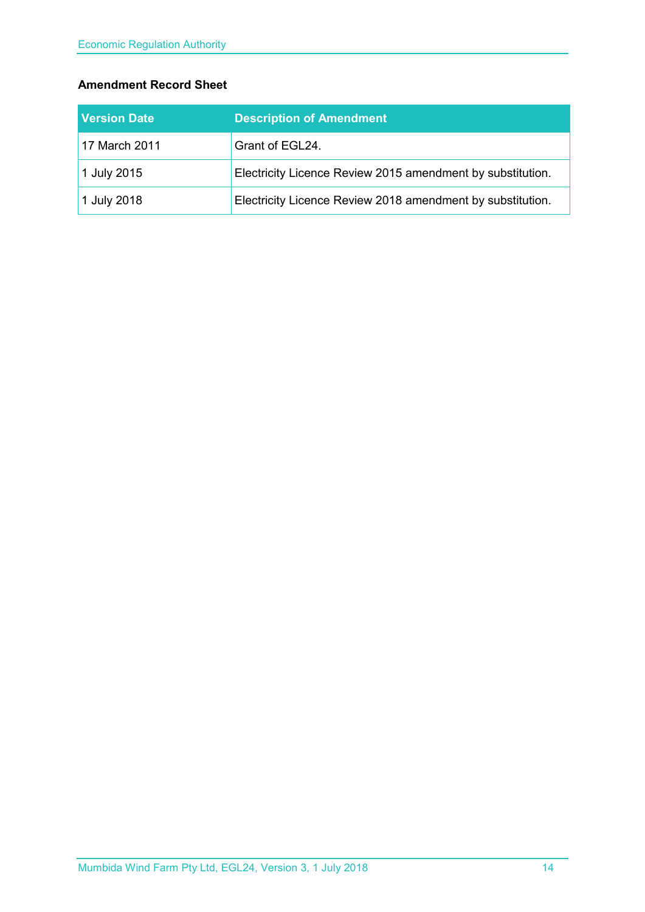**Amendment Record Sheet**

| Version Date | Description of Amendment |
| --- | --- |
| 17 March 2011 | Grant of EGL24. |
| 1 July 2015 | Electricity Licence Review 2015 amendment by substitution. |
| 1 July 2018 | Electricity Licence Review 2018 amendment by substitution. |